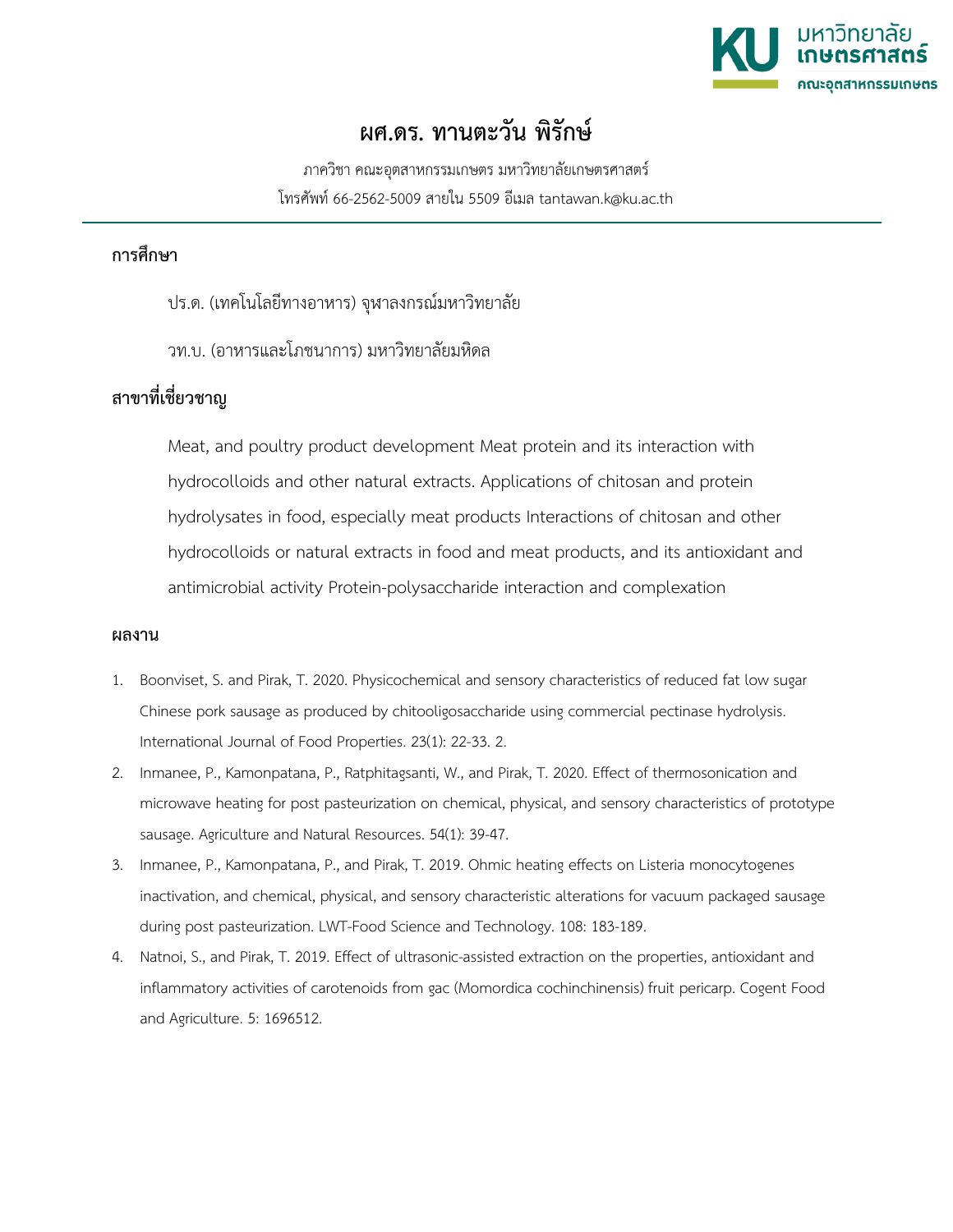# ผศ.ดร. ทานตะวัน พิรักษ์

ภาควิชา คณะอุตสาหกรรมเกษตร มหาวิทยาลัยเกษตรศาสตร์

โทรศัพท์ 66-2562-5009 สายใน 5509 อีเมล tantawan.k@ku.ac.th

## การศึกษา

ปร.ด. (เทคโนโลยีทางอาหาร) จุฬาลงกรณ์มหาวิทยาลัย

วท.บ. (อาหารและโภชนาการ) มหาวิทยาลัยมหิดล

## สาขาที่เชี่ยวชาญ

Meat, and poultry product development Meat protein and its interaction with hydrocolloids and other natural extracts. Applications of chitosan and protein hydrolysates in food, especially meat products Interactions of chitosan and other hydrocolloids or natural extracts in food and meat products, and its antioxidant and antimicrobial activity Protein-polysaccharide interaction and complexation

## ผลงาน

1. Boonviset, S. and Pirak, T. 2020. Physicochemical and sensory characteristics of reduced fat low sugar Chinese pork sausage as produced by chitooligosaccharide using commercial pectinase hydrolysis. International Journal of Food Properties. 23(1): 22-33. 2.
2. Inmanee, P., Kamonpatana, P., Ratphitagsanti, W., and Pirak, T. 2020. Effect of thermosonication and microwave heating for post pasteurization on chemical, physical, and sensory characteristics of prototype sausage. Agriculture and Natural Resources. 54(1): 39-47.
3. Inmanee, P., Kamonpatana, P., and Pirak, T. 2019. Ohmic heating effects on Listeria monocytogenes inactivation, and chemical, physical, and sensory characteristic alterations for vacuum packaged sausage during post pasteurization. LWT-Food Science and Technology. 108: 183-189.
4. Natnoi, S., and Pirak, T. 2019. Effect of ultrasonic-assisted extraction on the properties, antioxidant and inflammatory activities of carotenoids from gac (Momordica cochinchinensis) fruit pericarp. Cogent Food and Agriculture. 5: 1696512.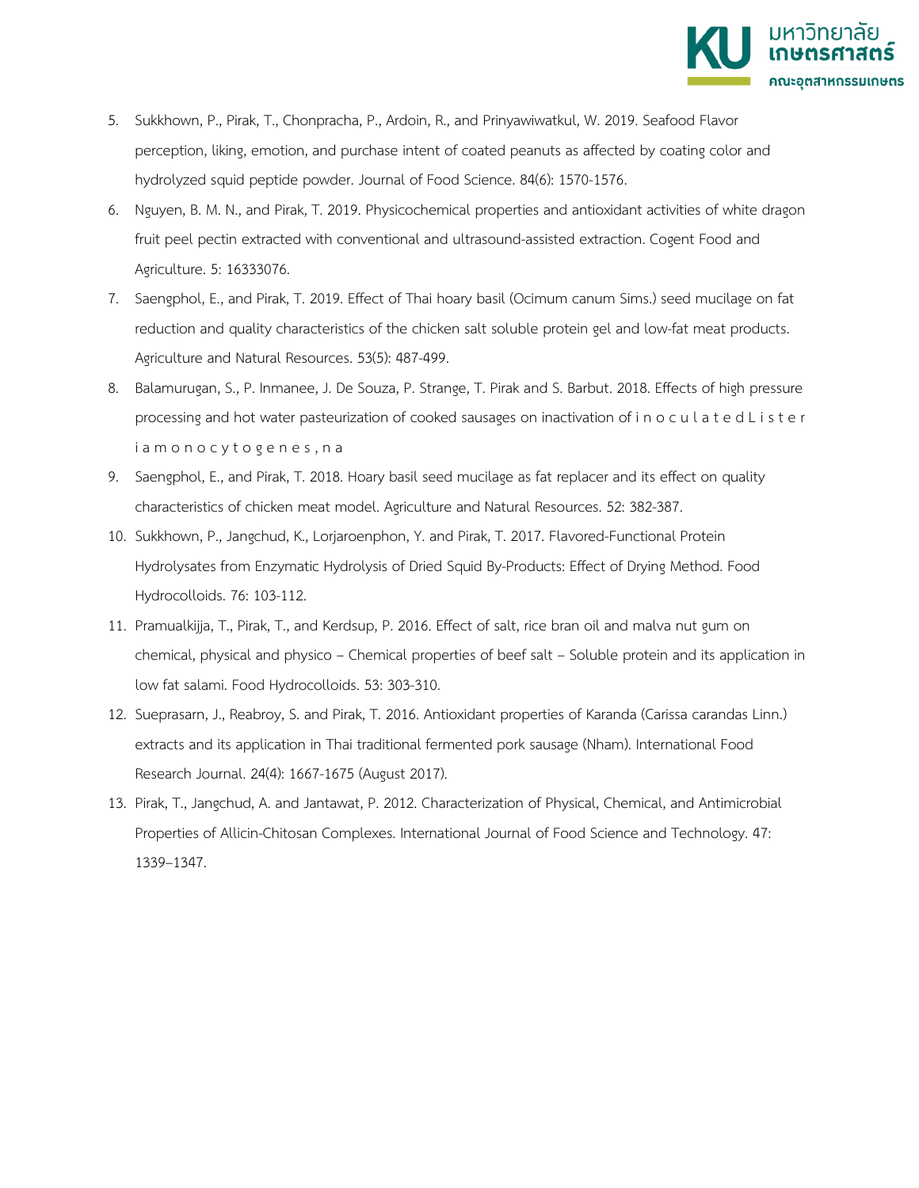5. Sukkhown, P., Pirak, T., Chonpracha, P., Ardoin, R., and Prinyawiwatkul, W. 2019. Seafood Flavor perception, liking, emotion, and purchase intent of coated peanuts as affected by coating color and hydrolyzed squid peptide powder. Journal of Food Science. 84(6): 1570-1576.
6. Nguyen, B. M. N., and Pirak, T. 2019. Physicochemical properties and antioxidant activities of white dragon fruit peel pectin extracted with conventional and ultrasound-assisted extraction. Cogent Food and Agriculture. 5: 16333076.
7. Saengphol, E., and Pirak, T. 2019. Effect of Thai hoary basil (Ocimum canum Sims.) seed mucilage on fat reduction and quality characteristics of the chicken salt soluble protein gel and low-fat meat products. Agriculture and Natural Resources. 53(5): 487-499.
8. Balamurugan, S., P. Inmanee, J. De Souza, P. Strange, T. Pirak and S. Barbut. 2018. Effects of high pressure processing and hot water pasteurization of cooked sausages on inactivation of i n o c u l a t e d L i s t e r i a m o n o c y t o g e n e s , n a
9. Saengphol, E., and Pirak, T. 2018. Hoary basil seed mucilage as fat replacer and its effect on quality characteristics of chicken meat model. Agriculture and Natural Resources. 52: 382-387.
10. Sukkhown, P., Jangchud, K., Lorjaroenphon, Y. and Pirak, T. 2017. Flavored-Functional Protein Hydrolysates from Enzymatic Hydrolysis of Dried Squid By-Products: Effect of Drying Method. Food Hydrocolloids. 76: 103-112.
11. Pramualkijja, T., Pirak, T., and Kerdsup, P. 2016. Effect of salt, rice bran oil and malva nut gum on chemical, physical and physico – Chemical properties of beef salt – Soluble protein and its application in low fat salami. Food Hydrocolloids. 53: 303-310.
12. Sueprasarn, J., Reabroy, S. and Pirak, T. 2016. Antioxidant properties of Karanda (Carissa carandas Linn.) extracts and its application in Thai traditional fermented pork sausage (Nham). International Food Research Journal. 24(4): 1667-1675 (August 2017).
13. Pirak, T., Jangchud, A. and Jantawat, P. 2012. Characterization of Physical, Chemical, and Antimicrobial Properties of Allicin-Chitosan Complexes. International Journal of Food Science and Technology. 47: 1339–1347.